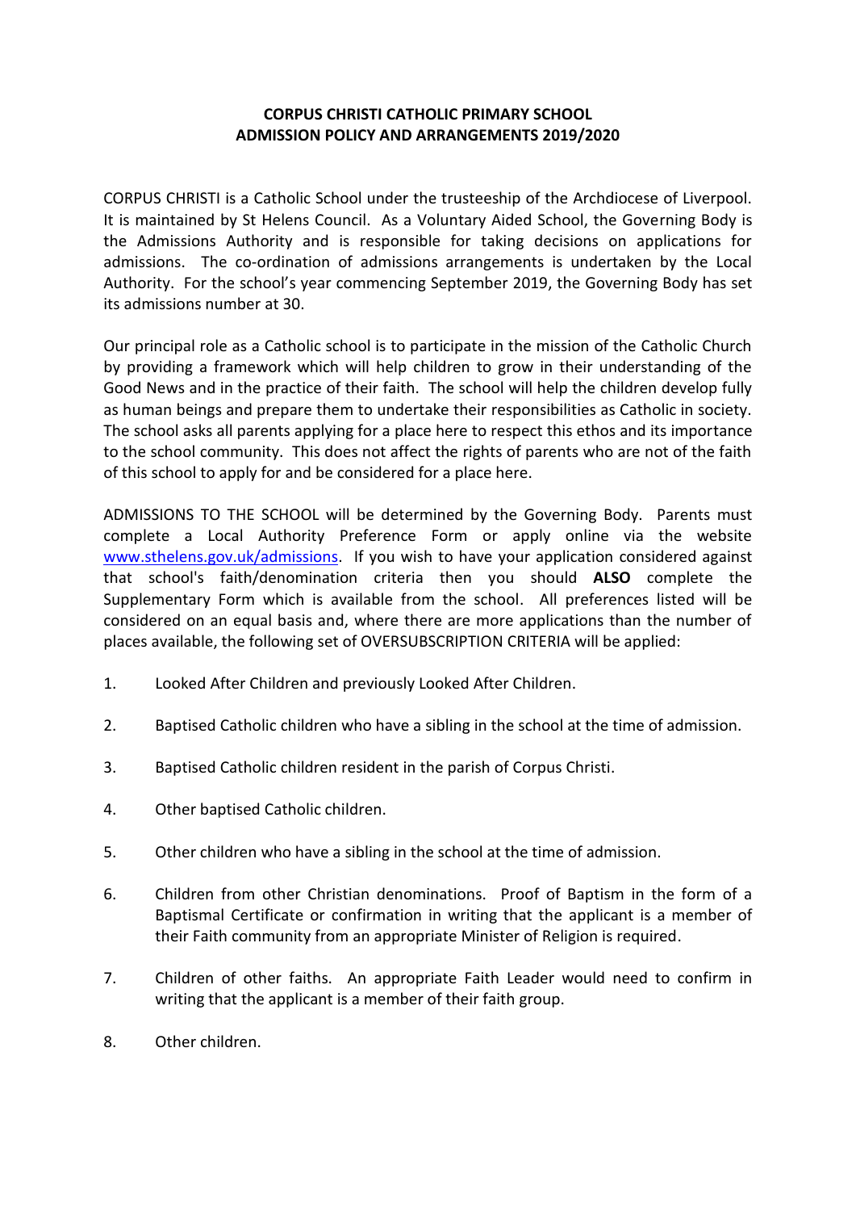# CORPUS CHRISTI CATHOLIC PRIMARY SCHOOL
## ADMISSION POLICY AND ARRANGEMENTS 2019/2020

CORPUS CHRISTI is a Catholic School under the trusteeship of the Archdiocese of Liverpool. It is maintained by St Helens Council. As a Voluntary Aided School, the Governing Body is the Admissions Authority and is responsible for taking decisions on applications for admissions. The co-ordination of admissions arrangements is undertaken by the Local Authority. For the school's year commencing September 2019, the Governing Body has set its admissions number at 30.

Our principal role as a Catholic school is to participate in the mission of the Catholic Church by providing a framework which will help children to grow in their understanding of the Good News and in the practice of their faith. The school will help the children develop fully as human beings and prepare them to undertake their responsibilities as Catholic in society. The school asks all parents applying for a place here to respect this ethos and its importance to the school community. This does not affect the rights of parents who are not of the faith of this school to apply for and be considered for a place here.

ADMISSIONS TO THE SCHOOL will be determined by the Governing Body. Parents must complete a Local Authority Preference Form or apply online via the website [www.sthelens.gov.uk/admissions](www.sthelens.gov.uk/admissions). If you wish to have your application considered against that school's faith/denomination criteria then you should **ALSO** complete the Supplementary Form which is available from the school. All preferences listed will be considered on an equal basis and, where there are more applications than the number of places available, the following set of OVERSUBSCRIPTION CRITERIA will be applied:

1. Looked After Children and previously Looked After Children.
2. Baptised Catholic children who have a sibling in the school at the time of admission.
3. Baptised Catholic children resident in the parish of Corpus Christi.
4. Other baptised Catholic children.
5. Other children who have a sibling in the school at the time of admission.
6. Children from other Christian denominations. Proof of Baptism in the form of a Baptismal Certificate or confirmation in writing that the applicant is a member of their Faith community from an appropriate Minister of Religion is required.
7. Children of other faiths. An appropriate Faith Leader would need to confirm in writing that the applicant is a member of their faith group.
8. Other children.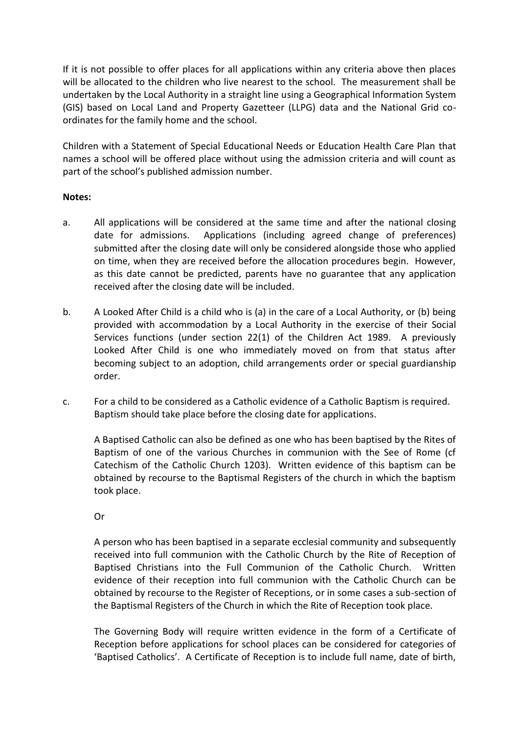If it is not possible to offer places for all applications within any criteria above then places will be allocated to the children who live nearest to the school. The measurement shall be undertaken by the Local Authority in a straight line using a Geographical Information System (GIS) based on Local Land and Property Gazetteer (LLPG) data and the National Grid co-ordinates for the family home and the school.

Children with a Statement of Special Educational Needs or Education Health Care Plan that names a school will be offered place without using the admission criteria and will count as part of the school's published admission number.

**Notes:**

a. All applications will be considered at the same time and after the national closing date for admissions. Applications (including agreed change of preferences) submitted after the closing date will only be considered alongside those who applied on time, when they are received before the allocation procedures begin. However, as this date cannot be predicted, parents have no guarantee that any application received after the closing date will be included.

b. A Looked After Child is a child who is (a) in the care of a Local Authority, or (b) being provided with accommodation by a Local Authority in the exercise of their Social Services functions (under section 22(1) of the Children Act 1989. A previously Looked After Child is one who immediately moved on from that status after becoming subject to an adoption, child arrangements order or special guardianship order.

c. For a child to be considered as a Catholic evidence of a Catholic Baptism is required. Baptism should take place before the closing date for applications.

   A Baptised Catholic can also be defined as one who has been baptised by the Rites of Baptism of one of the various Churches in communion with the See of Rome (cf Catechism of the Catholic Church 1203). Written evidence of this baptism can be obtained by recourse to the Baptismal Registers of the church in which the baptism took place.

   Or

   A person who has been baptised in a separate ecclesial community and subsequently received into full communion with the Catholic Church by the Rite of Reception of Baptised Christians into the Full Communion of the Catholic Church. Written evidence of their reception into full communion with the Catholic Church can be obtained by recourse to the Register of Receptions, or in some cases a sub-section of the Baptismal Registers of the Church in which the Rite of Reception took place.

   The Governing Body will require written evidence in the form of a Certificate of Reception before applications for school places can be considered for categories of 'Baptised Catholics'. A Certificate of Reception is to include full name, date of birth,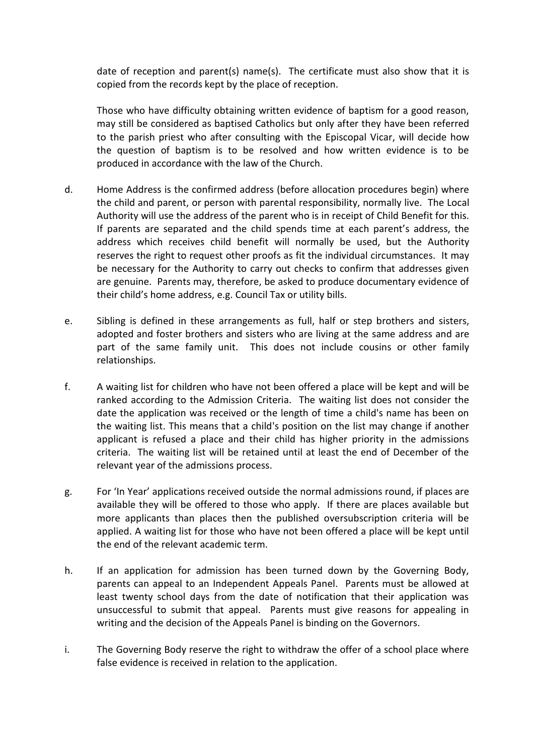date of reception and parent(s) name(s). The certificate must also show that it is copied from the records kept by the place of reception.

Those who have difficulty obtaining written evidence of baptism for a good reason, may still be considered as baptised Catholics but only after they have been referred to the parish priest who after consulting with the Episcopal Vicar, will decide how the question of baptism is to be resolved and how written evidence is to be produced in accordance with the law of the Church.

d. Home Address is the confirmed address (before allocation procedures begin) where the child and parent, or person with parental responsibility, normally live. The Local Authority will use the address of the parent who is in receipt of Child Benefit for this. If parents are separated and the child spends time at each parent's address, the address which receives child benefit will normally be used, but the Authority reserves the right to request other proofs as fit the individual circumstances. It may be necessary for the Authority to carry out checks to confirm that addresses given are genuine. Parents may, therefore, be asked to produce documentary evidence of their child's home address, e.g. Council Tax or utility bills.

e. Sibling is defined in these arrangements as full, half or step brothers and sisters, adopted and foster brothers and sisters who are living at the same address and are part of the same family unit. This does not include cousins or other family relationships.

f. A waiting list for children who have not been offered a place will be kept and will be ranked according to the Admission Criteria. The waiting list does not consider the date the application was received or the length of time a child's name has been on the waiting list. This means that a child's position on the list may change if another applicant is refused a place and their child has higher priority in the admissions criteria. The waiting list will be retained until at least the end of December of the relevant year of the admissions process.

g. For 'In Year' applications received outside the normal admissions round, if places are available they will be offered to those who apply. If there are places available but more applicants than places then the published oversubscription criteria will be applied. A waiting list for those who have not been offered a place will be kept until the end of the relevant academic term.

h. If an application for admission has been turned down by the Governing Body, parents can appeal to an Independent Appeals Panel. Parents must be allowed at least twenty school days from the date of notification that their application was unsuccessful to submit that appeal. Parents must give reasons for appealing in writing and the decision of the Appeals Panel is binding on the Governors.

i. The Governing Body reserve the right to withdraw the offer of a school place where false evidence is received in relation to the application.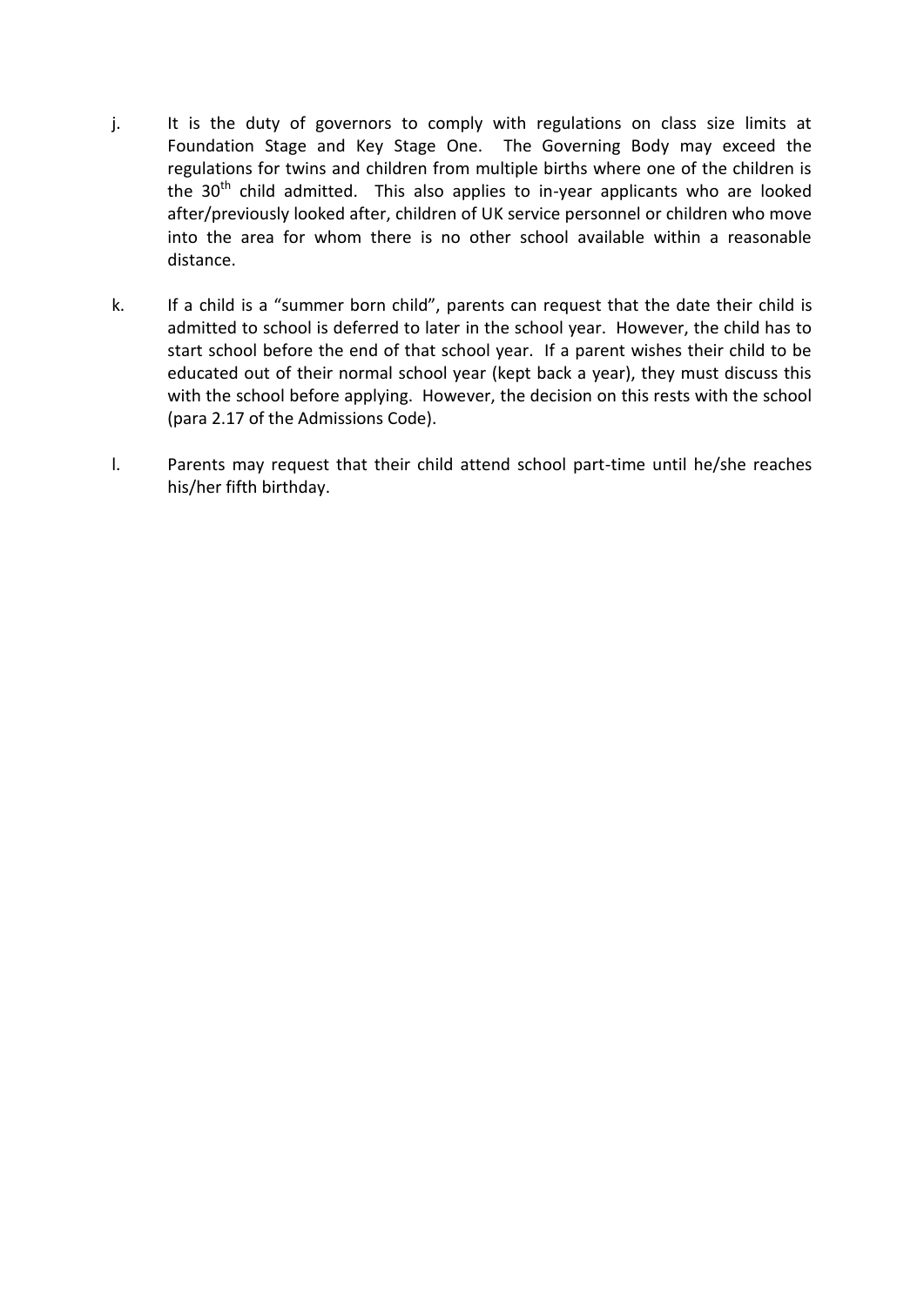j. It is the duty of governors to comply with regulations on class size limits at Foundation Stage and Key Stage One. The Governing Body may exceed the regulations for twins and children from multiple births where one of the children is the 30th child admitted. This also applies to in-year applicants who are looked after/previously looked after, children of UK service personnel or children who move into the area for whom there is no other school available within a reasonable distance.

k. If a child is a "summer born child", parents can request that the date their child is admitted to school is deferred to later in the school year. However, the child has to start school before the end of that school year. If a parent wishes their child to be educated out of their normal school year (kept back a year), they must discuss this with the school before applying. However, the decision on this rests with the school (para 2.17 of the Admissions Code).

l. Parents may request that their child attend school part-time until he/she reaches his/her fifth birthday.